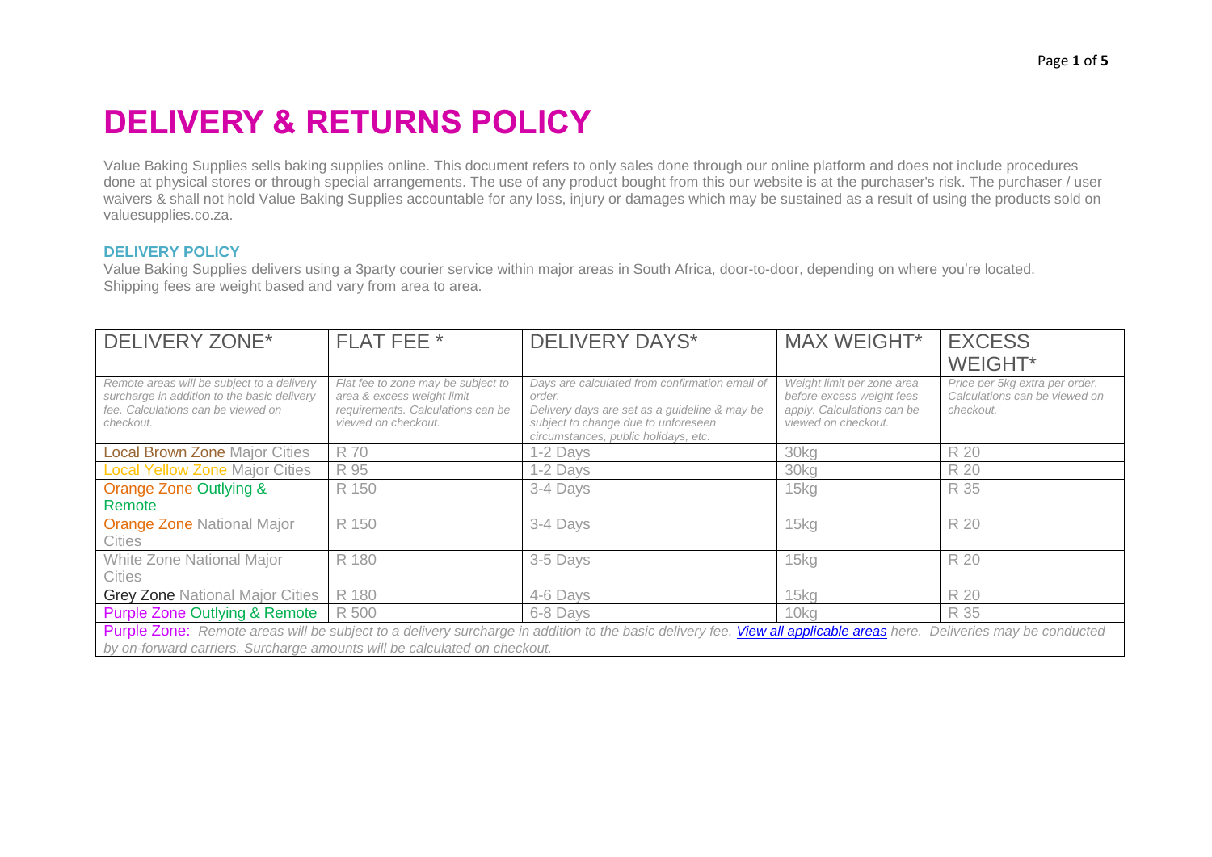# DELIVERY & RETURNS POLICY

Value Baking Supplies sells baking supplies online. This document refers to only sales done through our online platform and does not include procedures done at physical stores or through special arrangements. The use of any product bought from this our website is at the purchaser's risk. The purchaser / user waivers & shall not hold Value Baking Supplies accountable for any loss, injury or damages which may be sustained as a result of using the products sold on valuesupplies.co.za.

### DELIVERY POLICY

Value Baking Supplies delivers using a 3party courier service within major areas in South Africa, door-to-door, depending on where you're located. Shipping fees are weight based and vary from area to area.

| DELIVERY ZONE* | FLAT FEE * | DELIVERY DAYS* | MAX WEIGHT* | EXCESS WEIGHT* |
|---|---|---|---|---|
| *Remote areas will be subject to a delivery surcharge in addition to the basic delivery fee. Calculations can be viewed on checkout.* | *Flat fee to zone may be subject to area & excess weight limit requirements. Calculations can be viewed on checkout.* | *Days are calculated from confirmation email of order. Delivery days are set as a guideline & may be subject to change due to unforeseen circumstances, public holidays, etc.* | *Weight limit per zone area before excess weight fees apply. Calculations can be viewed on checkout.* | *Price per 5kg extra per order. Calculations can be viewed on checkout.* |
| Local Brown Zone Major Cities | R 70 | 1-2 Days | 30kg | R 20 |
| Local Yellow Zone Major Cities | R 95 | 1-2 Days | 30kg | R 20 |
| Orange Zone Outlying & Remote | R 150 | 3-4 Days | 15kg | R 35 |
| Orange Zone National Major Cities | R 150 | 3-4 Days | 15kg | R 20 |
| White Zone National Major Cities | R 180 | 3-5 Days | 15kg | R 20 |
| Grey Zone National Major Cities | R 180 | 4-6 Days | 15kg | R 20 |
| Purple Zone Outlying & Remote | R 500 | 6-8 Days | 10kg | R 35 |
| Purple Zone: *Remote areas will be subject to a delivery surcharge in addition to the basic delivery fee. [View all applicable areas](#) here. Deliveries may be conducted by on-forward carriers. Surcharge amounts will be calculated on checkout.* | | | | |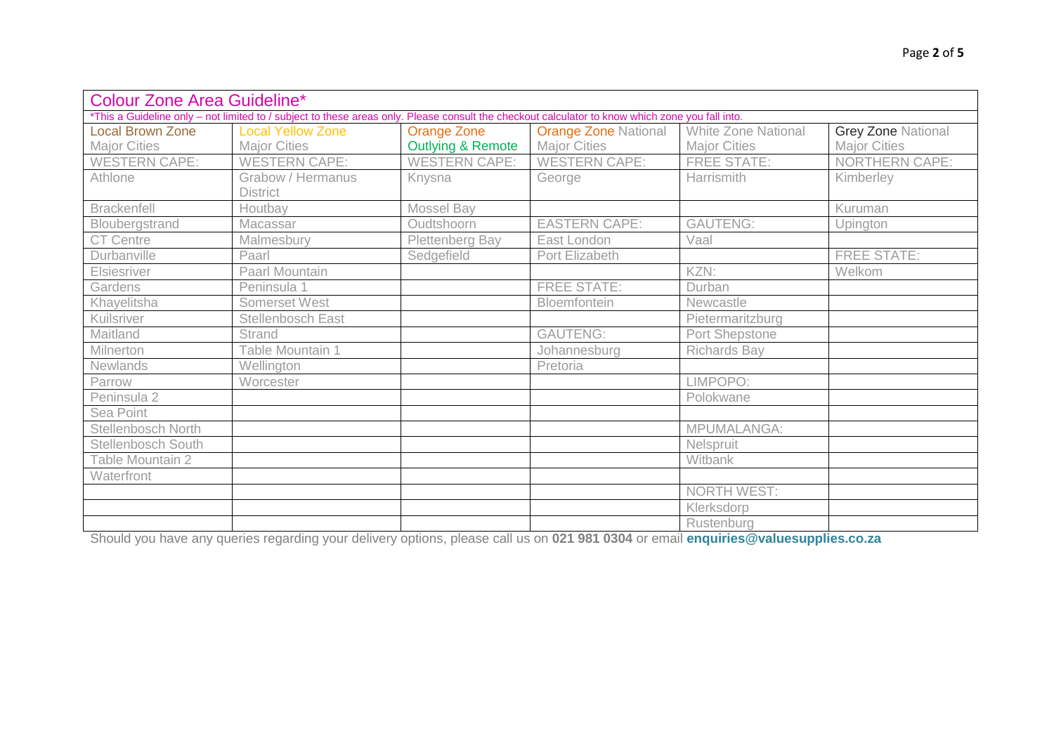## Colour Zone Area Guideline*

*This a Guideline only – not limited to / subject to these areas only. Please consult the checkout calculator to know which zone you fall into.

| Local Brown Zone Major Cities | Local Yellow Zone Major Cities | Orange Zone Outlying & Remote | Orange Zone National Major Cities | White Zone National Major Cities | Grey Zone National Major Cities |
|---|---|---|---|---|---|
| WESTERN CAPE: | WESTERN CAPE: | WESTERN CAPE: | WESTERN CAPE: | FREE STATE: | NORTHERN CAPE: |
| Athlone | Grabow / Hermanus District | Knysna | George | Harrismith | Kimberley |
| Brackenfell | Houtbay | Mossel Bay | | | Kuruman |
| Bloubergstrand | Macassar | Oudtshoorn | EASTERN CAPE: | GAUTENG: | Upington |
| CT Centre | Malmesbury | Plettenberg Bay | East London | Vaal | |
| Durbanville | Paarl | Sedgefield | Port Elizabeth | | FREE STATE: |
| Elsiesriver | Paarl Mountain | | | KZN: | Welkom |
| Gardens | Peninsula 1 | | FREE STATE: | Durban | |
| Khayelitsha | Somerset West | | Bloemfontein | Newcastle | |
| Kuilsriver | Stellenbosch East | | | Pietermaritzburg | |
| Maitland | Strand | | GAUTENG: | Port Shepstone | |
| Milnerton | Table Mountain 1 | | Johannesburg | Richards Bay | |
| Newlands | Wellington | | Pretoria | | |
| Parrow | Worcester | | | LIMPOPO: | |
| Peninsula 2 | | | | Polokwane | |
| Sea Point | | | | | |
| Stellenbosch North | | | | MPUMALANGA: | |
| Stellenbosch South | | | | Nelspruit | |
| Table Mountain 2 | | | | Witbank | |
| Waterfront | | | | | |
| | | | | NORTH WEST: | |
| | | | | Klerksdorp | |
| | | | | Rustenburg | |

Should you have any queries regarding your delivery options, please call us on **021 981 0304** or email **enquiries@valuesupplies.co.za**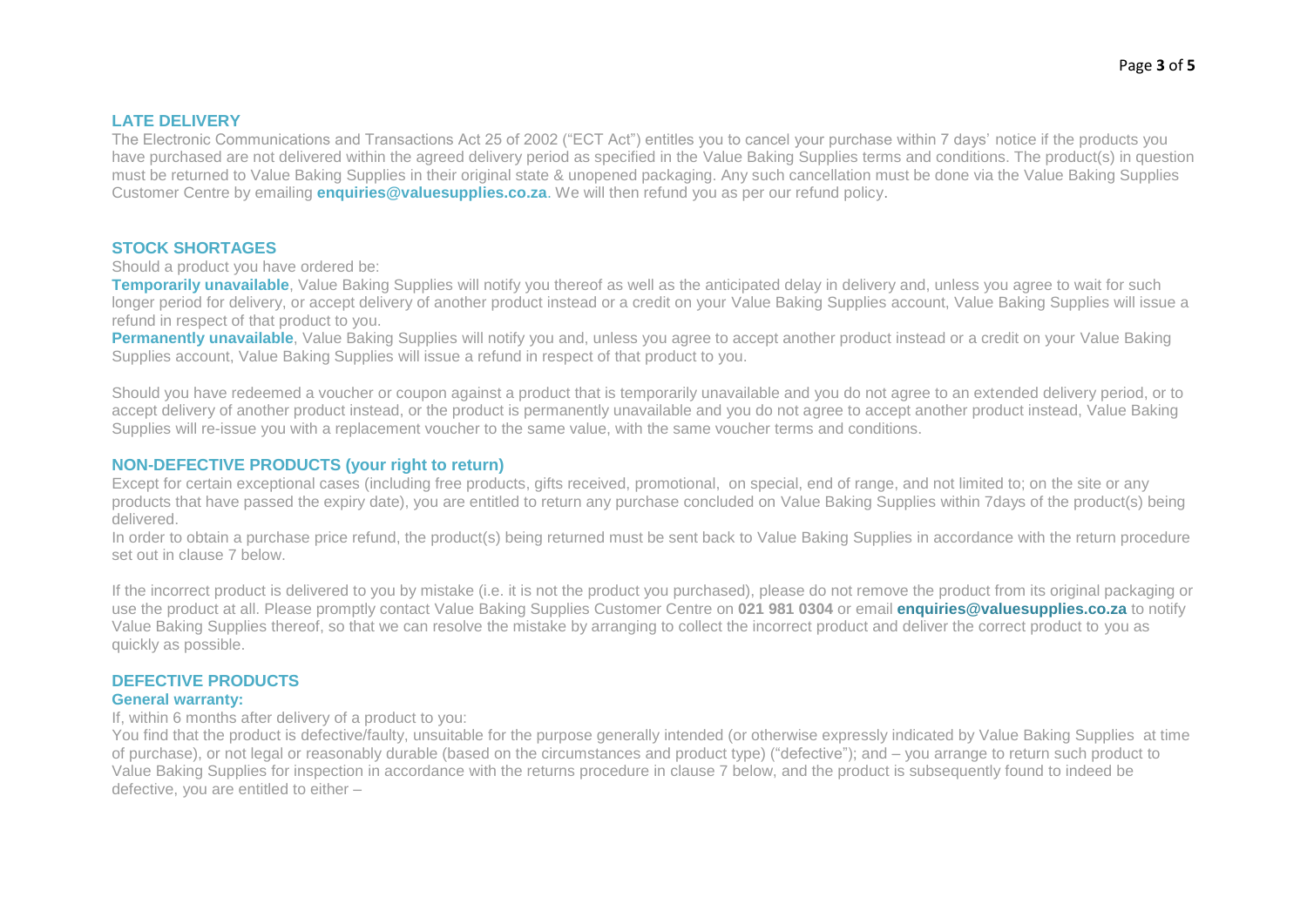## LATE DELIVERY

The Electronic Communications and Transactions Act 25 of 2002 ("ECT Act") entitles you to cancel your purchase within 7 days' notice if the products you have purchased are not delivered within the agreed delivery period as specified in the Value Baking Supplies terms and conditions. The product(s) in question must be returned to Value Baking Supplies in their original state & unopened packaging. Any such cancellation must be done via the Value Baking Supplies Customer Centre by emailing **enquiries@valuesupplies.co.za**. We will then refund you as per our refund policy.

## STOCK SHORTAGES

Should a product you have ordered be:

**Temporarily unavailable**, Value Baking Supplies will notify you thereof as well as the anticipated delay in delivery and, unless you agree to wait for such longer period for delivery, or accept delivery of another product instead or a credit on your Value Baking Supplies account, Value Baking Supplies will issue a refund in respect of that product to you.

**Permanently unavailable**, Value Baking Supplies will notify you and, unless you agree to accept another product instead or a credit on your Value Baking Supplies account, Value Baking Supplies will issue a refund in respect of that product to you.

Should you have redeemed a voucher or coupon against a product that is temporarily unavailable and you do not agree to an extended delivery period, or to accept delivery of another product instead, or the product is permanently unavailable and you do not agree to accept another product instead, Value Baking Supplies will re-issue you with a replacement voucher to the same value, with the same voucher terms and conditions.

## NON-DEFECTIVE PRODUCTS (your right to return)

Except for certain exceptional cases (including free products, gifts received, promotional, on special, end of range, and not limited to; on the site or any products that have passed the expiry date), you are entitled to return any purchase concluded on Value Baking Supplies within 7days of the product(s) being delivered.

In order to obtain a purchase price refund, the product(s) being returned must be sent back to Value Baking Supplies in accordance with the return procedure set out in clause 7 below.

If the incorrect product is delivered to you by mistake (i.e. it is not the product you purchased), please do not remove the product from its original packaging or use the product at all. Please promptly contact Value Baking Supplies Customer Centre on **021 981 0304** or email **enquiries@valuesupplies.co.za** to notify Value Baking Supplies thereof, so that we can resolve the mistake by arranging to collect the incorrect product and deliver the correct product to you as quickly as possible.

## DEFECTIVE PRODUCTS

### General warranty:

If, within 6 months after delivery of a product to you:

You find that the product is defective/faulty, unsuitable for the purpose generally intended (or otherwise expressly indicated by Value Baking Supplies at time of purchase), or not legal or reasonably durable (based on the circumstances and product type) ("defective"); and – you arrange to return such product to Value Baking Supplies for inspection in accordance with the returns procedure in clause 7 below, and the product is subsequently found to indeed be defective, you are entitled to either –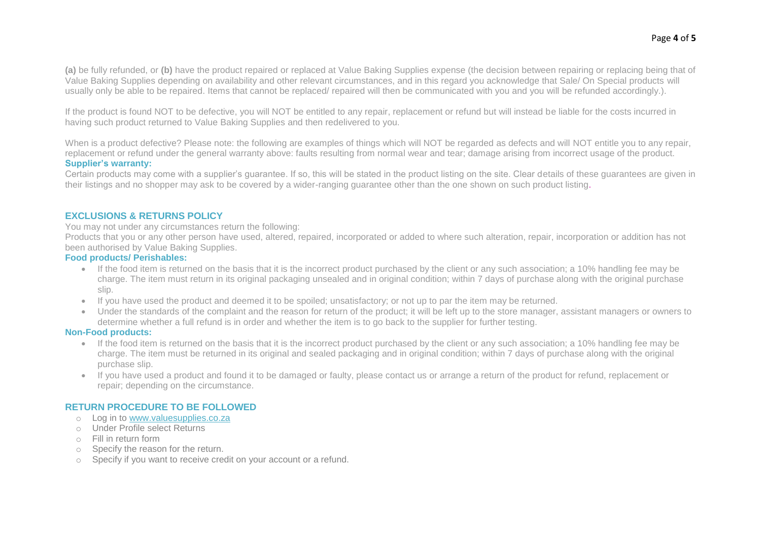**(a)** be fully refunded, or **(b)** have the product repaired or replaced at Value Baking Supplies expense (the decision between repairing or replacing being that of Value Baking Supplies depending on availability and other relevant circumstances, and in this regard you acknowledge that Sale/ On Special products will usually only be able to be repaired. Items that cannot be replaced/ repaired will then be communicated with you and you will be refunded accordingly.).

If the product is found NOT to be defective, you will NOT be entitled to any repair, replacement or refund but will instead be liable for the costs incurred in having such product returned to Value Baking Supplies and then redelivered to you.

When is a product defective? Please note: the following are examples of things which will NOT be regarded as defects and will NOT entitle you to any repair, replacement or refund under the general warranty above: faults resulting from normal wear and tear; damage arising from incorrect usage of the product.

**Supplier's warranty:**

Certain products may come with a supplier's guarantee. If so, this will be stated in the product listing on the site. Clear details of these guarantees are given in their listings and no shopper may ask to be covered by a wider-ranging guarantee other than the one shown on such product listing.

## EXCLUSIONS & RETURNS POLICY

You may not under any circumstances return the following:

Products that you or any other person have used, altered, repaired, incorporated or added to where such alteration, repair, incorporation or addition has not been authorised by Value Baking Supplies.

**Food products/ Perishables:**

- If the food item is returned on the basis that it is the incorrect product purchased by the client or any such association; a 10% handling fee may be charge. The item must return in its original packaging unsealed and in original condition; within 7 days of purchase along with the original purchase slip.
- If you have used the product and deemed it to be spoiled; unsatisfactory; or not up to par the item may be returned.
- Under the standards of the complaint and the reason for return of the product; it will be left up to the store manager, assistant managers or owners to determine whether a full refund is in order and whether the item is to go back to the supplier for further testing.

**Non-Food products:**

- If the food item is returned on the basis that it is the incorrect product purchased by the client or any such association; a 10% handling fee may be charge. The item must be returned in its original and sealed packaging and in original condition; within 7 days of purchase along with the original purchase slip.
- If you have used a product and found it to be damaged or faulty, please contact us or arrange a return of the product for refund, replacement or repair; depending on the circumstance.

## RETURN PROCEDURE TO BE FOLLOWED

- Log in to [www.valuesupplies.co.za](http://www.valuesupplies.co.za)
- Under Profile select Returns
- Fill in return form
- Specify the reason for the return.
- Specify if you want to receive credit on your account or a refund.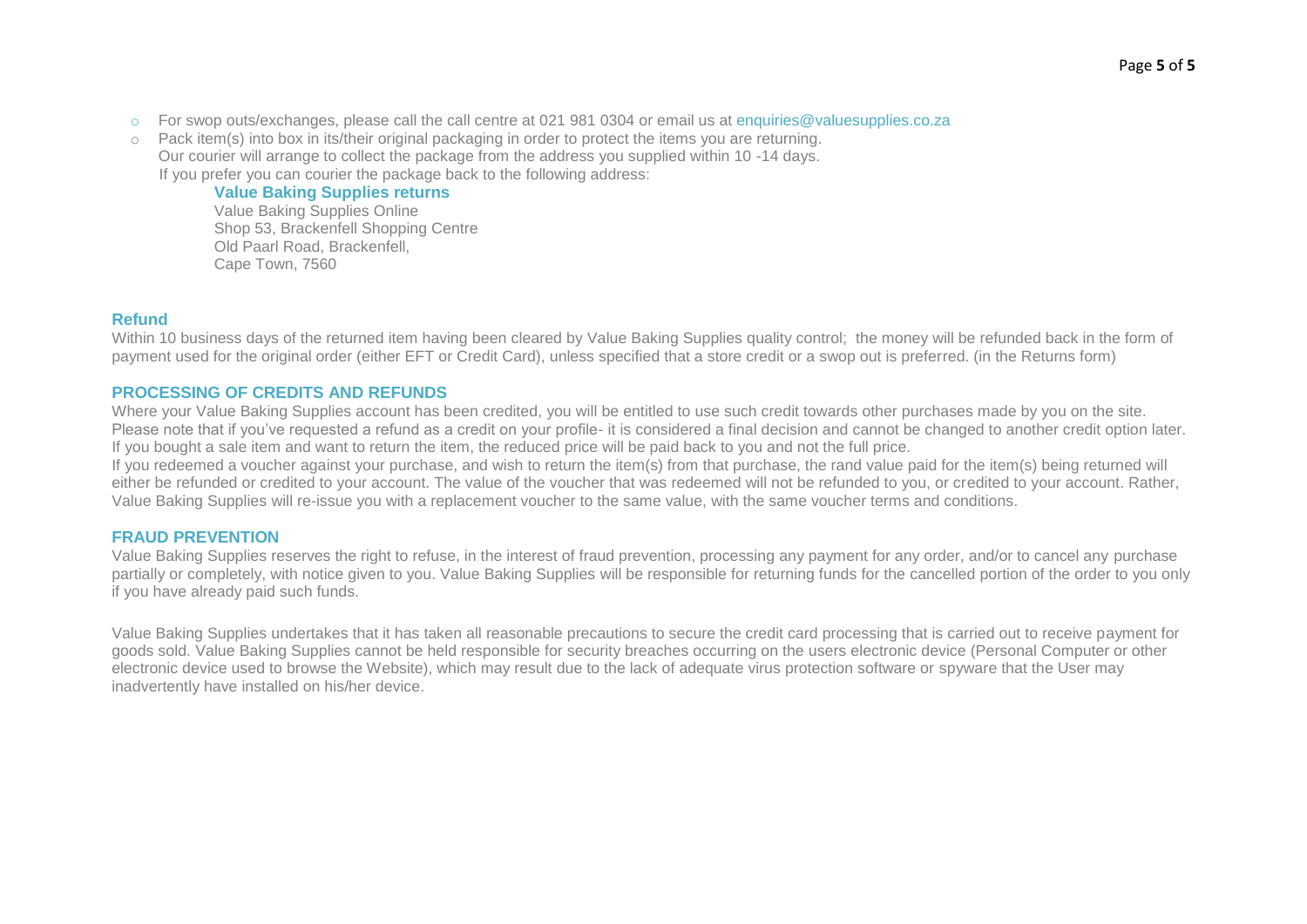- For swop outs/exchanges, please call the call centre at 021 981 0304 or email us at enquiries@valuesupplies.co.za
- Pack item(s) into box in its/their original packaging in order to protect the items you are returning.
  Our courier will arrange to collect the package from the address you supplied within 10 -14 days.
  If you prefer you can courier the package back to the following address:

  **Value Baking Supplies returns**
  Value Baking Supplies Online
  Shop 53, Brackenfell Shopping Centre
  Old Paarl Road, Brackenfell,
  Cape Town, 7560

## Refund

Within 10 business days of the returned item having been cleared by Value Baking Supplies quality control; the money will be refunded back in the form of payment used for the original order (either EFT or Credit Card), unless specified that a store credit or a swop out is preferred. (in the Returns form)

## PROCESSING OF CREDITS AND REFUNDS

Where your Value Baking Supplies account has been credited, you will be entitled to use such credit towards other purchases made by you on the site.
Please note that if you've requested a refund as a credit on your profile- it is considered a final decision and cannot be changed to another credit option later.
If you bought a sale item and want to return the item, the reduced price will be paid back to you and not the full price.
If you redeemed a voucher against your purchase, and wish to return the item(s) from that purchase, the rand value paid for the item(s) being returned will either be refunded or credited to your account. The value of the voucher that was redeemed will not be refunded to you, or credited to your account. Rather, Value Baking Supplies will re-issue you with a replacement voucher to the same value, with the same voucher terms and conditions.

## FRAUD PREVENTION

Value Baking Supplies reserves the right to refuse, in the interest of fraud prevention, processing any payment for any order, and/or to cancel any purchase partially or completely, with notice given to you. Value Baking Supplies will be responsible for returning funds for the cancelled portion of the order to you only if you have already paid such funds.

Value Baking Supplies undertakes that it has taken all reasonable precautions to secure the credit card processing that is carried out to receive payment for goods sold. Value Baking Supplies cannot be held responsible for security breaches occurring on the users electronic device (Personal Computer or other electronic device used to browse the Website), which may result due to the lack of adequate virus protection software or spyware that the User may inadvertently have installed on his/her device.